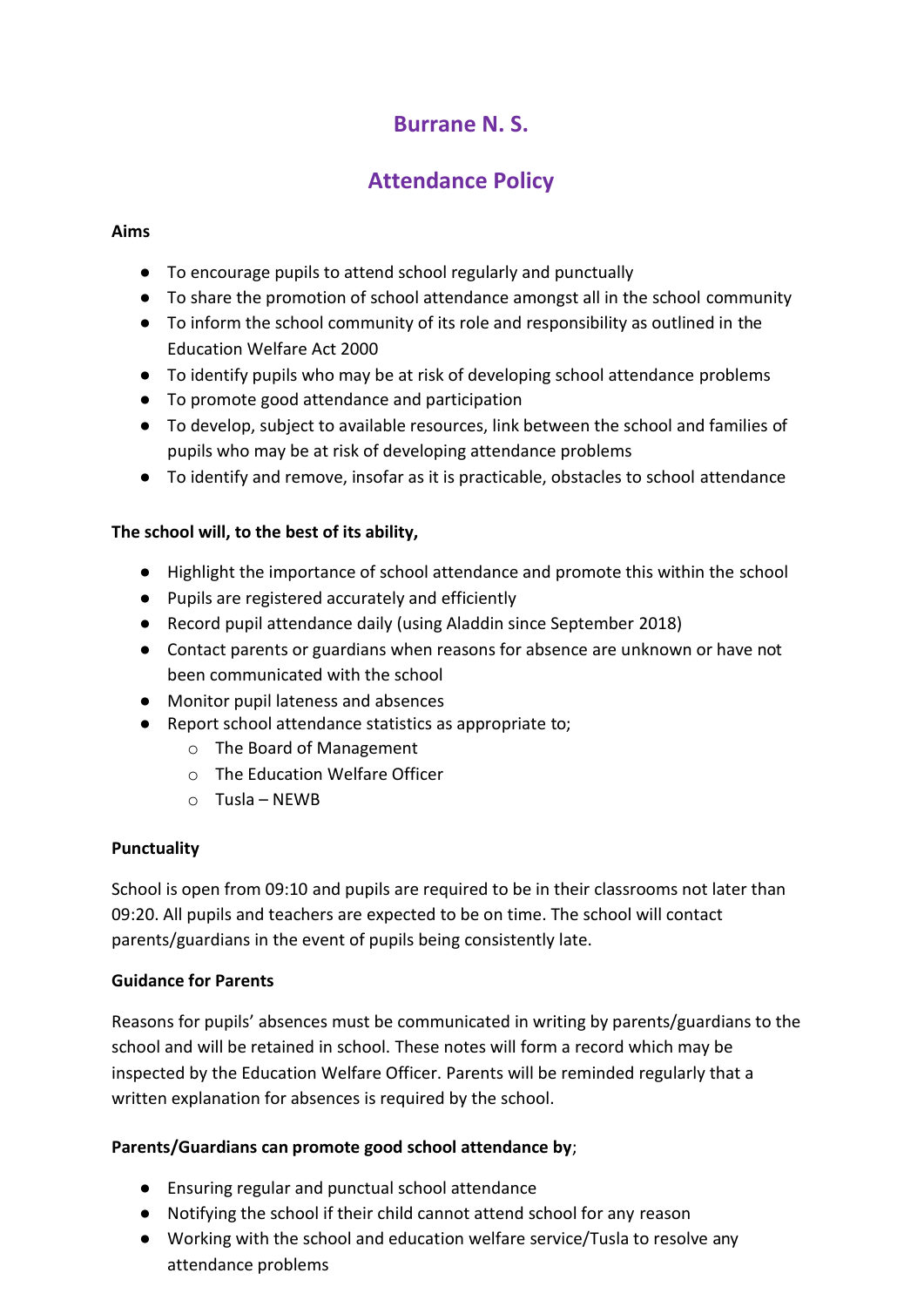# Burrane N. S.

## Attendance Policy

**Aims**

- To encourage pupils to attend school regularly and punctually
- To share the promotion of school attendance amongst all in the school community
- To inform the school community of its role and responsibility as outlined in the Education Welfare Act 2000
- To identify pupils who may be at risk of developing school attendance problems
- To promote good attendance and participation
- To develop, subject to available resources, link between the school and families of pupils who may be at risk of developing attendance problems
- To identify and remove, insofar as it is practicable, obstacles to school attendance

**The school will, to the best of its ability,**

- Highlight the importance of school attendance and promote this within the school
- Pupils are registered accurately and efficiently
- Record pupil attendance daily (using Aladdin since September 2018)
- Contact parents or guardians when reasons for absence are unknown or have not been communicated with the school
- Monitor pupil lateness and absences
- Report school attendance statistics as appropriate to;
  - The Board of Management
  - The Education Welfare Officer
  - Tusla – NEWB

**Punctuality**

School is open from 09:10 and pupils are required to be in their classrooms not later than 09:20. All pupils and teachers are expected to be on time. The school will contact parents/guardians in the event of pupils being consistently late.

**Guidance for Parents**

Reasons for pupils' absences must be communicated in writing by parents/guardians to the school and will be retained in school. These notes will form a record which may be inspected by the Education Welfare Officer. Parents will be reminded regularly that a written explanation for absences is required by the school.

**Parents/Guardians can promote good school attendance by**;

- Ensuring regular and punctual school attendance
- Notifying the school if their child cannot attend school for any reason
- Working with the school and education welfare service/Tusla to resolve any attendance problems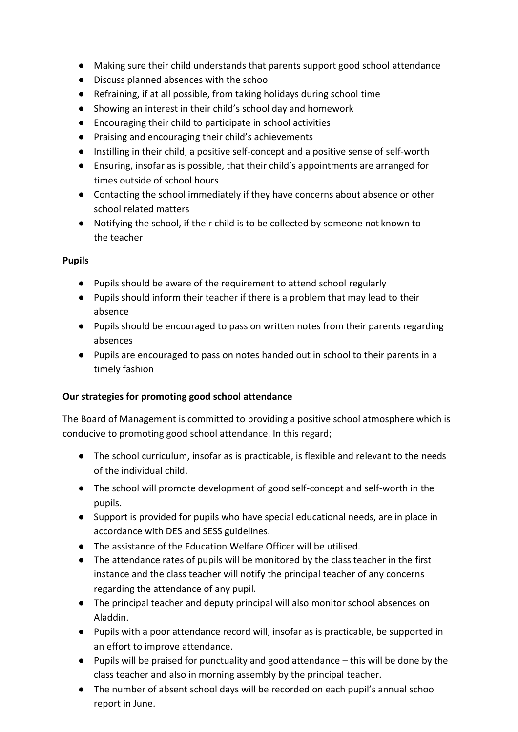- Making sure their child understands that parents support good school attendance
- Discuss planned absences with the school
- Refraining, if at all possible, from taking holidays during school time
- Showing an interest in their child's school day and homework
- Encouraging their child to participate in school activities
- Praising and encouraging their child's achievements
- Instilling in their child, a positive self-concept and a positive sense of self-worth
- Ensuring, insofar as is possible, that their child's appointments are arranged for times outside of school hours
- Contacting the school immediately if they have concerns about absence or other school related matters
- Notifying the school, if their child is to be collected by someone not known to the teacher

**Pupils**

- Pupils should be aware of the requirement to attend school regularly
- Pupils should inform their teacher if there is a problem that may lead to their absence
- Pupils should be encouraged to pass on written notes from their parents regarding absences
- Pupils are encouraged to pass on notes handed out in school to their parents in a timely fashion

**Our strategies for promoting good school attendance**

The Board of Management is committed to providing a positive school atmosphere which is conducive to promoting good school attendance. In this regard;

- The school curriculum, insofar as is practicable, is flexible and relevant to the needs of the individual child.
- The school will promote development of good self-concept and self-worth in the pupils.
- Support is provided for pupils who have special educational needs, are in place in accordance with DES and SESS guidelines.
- The assistance of the Education Welfare Officer will be utilised.
- The attendance rates of pupils will be monitored by the class teacher in the first instance and the class teacher will notify the principal teacher of any concerns regarding the attendance of any pupil.
- The principal teacher and deputy principal will also monitor school absences on Aladdin.
- Pupils with a poor attendance record will, insofar as is practicable, be supported in an effort to improve attendance.
- Pupils will be praised for punctuality and good attendance – this will be done by the class teacher and also in morning assembly by the principal teacher.
- The number of absent school days will be recorded on each pupil's annual school report in June.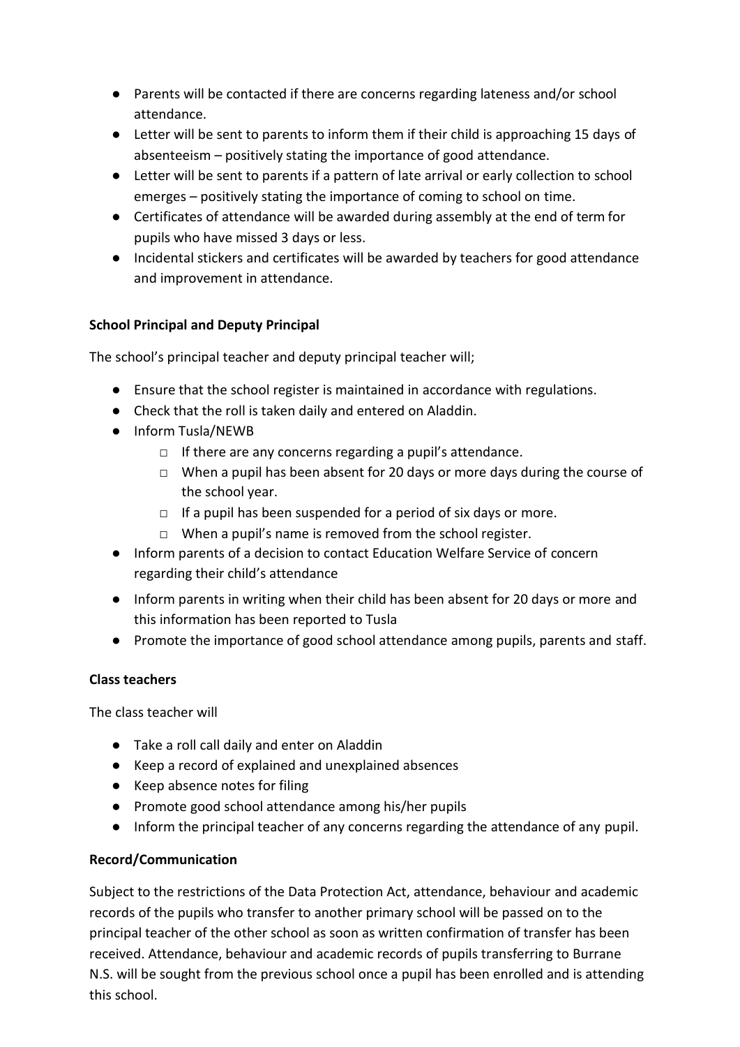- Parents will be contacted if there are concerns regarding lateness and/or school attendance.
- Letter will be sent to parents to inform them if their child is approaching 15 days of absenteeism – positively stating the importance of good attendance.
- Letter will be sent to parents if a pattern of late arrival or early collection to school emerges – positively stating the importance of coming to school on time.
- Certificates of attendance will be awarded during assembly at the end of term for pupils who have missed 3 days or less.
- Incidental stickers and certificates will be awarded by teachers for good attendance and improvement in attendance.

**School Principal and Deputy Principal**

The school's principal teacher and deputy principal teacher will;

- Ensure that the school register is maintained in accordance with regulations.
- Check that the roll is taken daily and entered on Aladdin.
- Inform Tusla/NEWB
    - If there are any concerns regarding a pupil's attendance.
    - When a pupil has been absent for 20 days or more days during the course of the school year.
    - If a pupil has been suspended for a period of six days or more.
    - When a pupil's name is removed from the school register.
- Inform parents of a decision to contact Education Welfare Service of concern regarding their child's attendance
- Inform parents in writing when their child has been absent for 20 days or more and this information has been reported to Tusla
- Promote the importance of good school attendance among pupils, parents and staff.

**Class teachers**

The class teacher will

- Take a roll call daily and enter on Aladdin
- Keep a record of explained and unexplained absences
- Keep absence notes for filing
- Promote good school attendance among his/her pupils
- Inform the principal teacher of any concerns regarding the attendance of any pupil.

**Record/Communication**

Subject to the restrictions of the Data Protection Act, attendance, behaviour and academic records of the pupils who transfer to another primary school will be passed on to the principal teacher of the other school as soon as written confirmation of transfer has been received. Attendance, behaviour and academic records of pupils transferring to Burrane N.S. will be sought from the previous school once a pupil has been enrolled and is attending this school.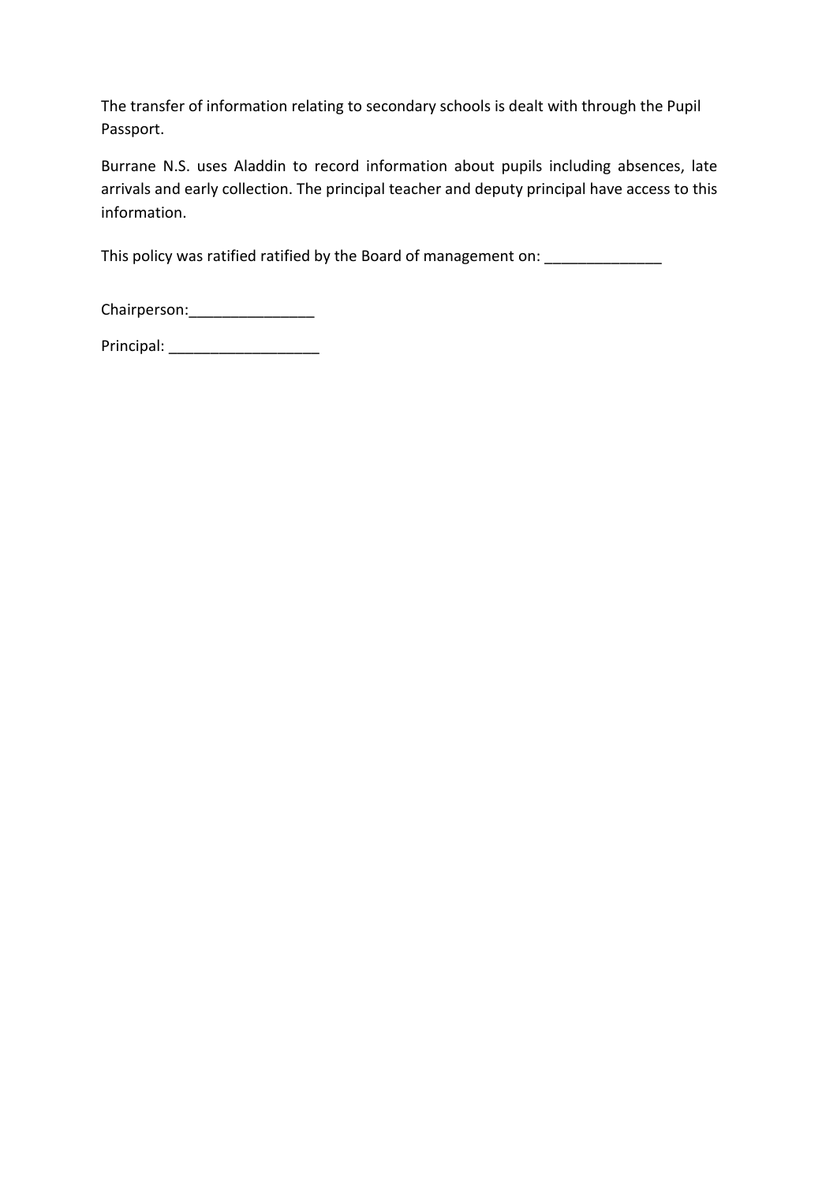The transfer of information relating to secondary schools is dealt with through the Pupil Passport.

Burrane N.S. uses Aladdin to record information about pupils including absences, late arrivals and early collection. The principal teacher and deputy principal have access to this information.

This policy was ratified ratified by the Board of management on: ______________

Chairperson:_______________

Principal: __________________